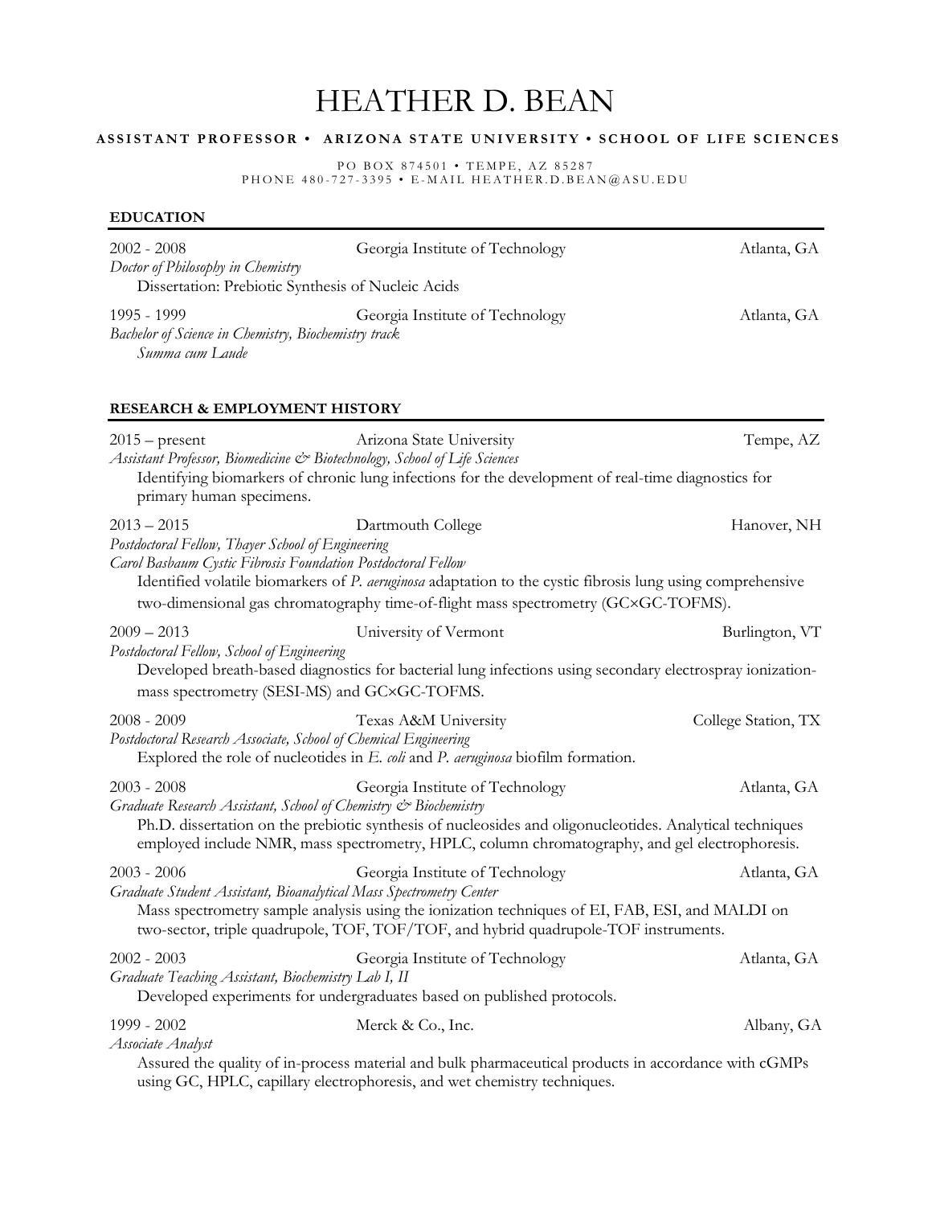# HEATHER D. BEAN

**ASSISTANT PROFESSOR • ARIZONA STATE UNIVERSITY • SCHOOL OF LIFE SCIENCES**

PO BOX 874501 • TEMPE, AZ 85287
PHONE 480-727-3395 • E-MAIL HEATHER.D.BEAN@ASU.EDU

## EDUCATION

2002 - 2008 Georgia Institute of Technology Atlanta, GA
*Doctor of Philosophy in Chemistry*
Dissertation: Prebiotic Synthesis of Nucleic Acids

1995 - 1999 Georgia Institute of Technology Atlanta, GA
*Bachelor of Science in Chemistry, Biochemistry track*
*Summa cum Laude*

## RESEARCH & EMPLOYMENT HISTORY

2015 – present Arizona State University Tempe, AZ
*Assistant Professor, Biomedicine & Biotechnology, School of Life Sciences*
Identifying biomarkers of chronic lung infections for the development of real-time diagnostics for primary human specimens.

2013 – 2015 Dartmouth College Hanover, NH
*Postdoctoral Fellow, Thayer School of Engineering*
*Carol Basbaum Cystic Fibrosis Foundation Postdoctoral Fellow*
Identified volatile biomarkers of *P. aeruginosa* adaptation to the cystic fibrosis lung using comprehensive two-dimensional gas chromatography time-of-flight mass spectrometry (GC×GC-TOFMS).

2009 – 2013 University of Vermont Burlington, VT
*Postdoctoral Fellow, School of Engineering*
Developed breath-based diagnostics for bacterial lung infections using secondary electrospray ionization-mass spectrometry (SESI-MS) and GC×GC-TOFMS.

2008 - 2009 Texas A&M University College Station, TX
*Postdoctoral Research Associate, School of Chemical Engineering*
Explored the role of nucleotides in *E. coli* and *P. aeruginosa* biofilm formation.

2003 - 2008 Georgia Institute of Technology Atlanta, GA
*Graduate Research Assistant, School of Chemistry & Biochemistry*
Ph.D. dissertation on the prebiotic synthesis of nucleosides and oligonucleotides. Analytical techniques employed include NMR, mass spectrometry, HPLC, column chromatography, and gel electrophoresis.

2003 - 2006 Georgia Institute of Technology Atlanta, GA
*Graduate Student Assistant, Bioanalytical Mass Spectrometry Center*
Mass spectrometry sample analysis using the ionization techniques of EI, FAB, ESI, and MALDI on two-sector, triple quadrupole, TOF, TOF/TOF, and hybrid quadrupole-TOF instruments.

2002 - 2003 Georgia Institute of Technology Atlanta, GA
*Graduate Teaching Assistant, Biochemistry Lab I, II*
Developed experiments for undergraduates based on published protocols.

1999 - 2002 Merck & Co., Inc. Albany, GA
*Associate Analyst*
Assured the quality of in-process material and bulk pharmaceutical products in accordance with cGMPs using GC, HPLC, capillary electrophoresis, and wet chemistry techniques.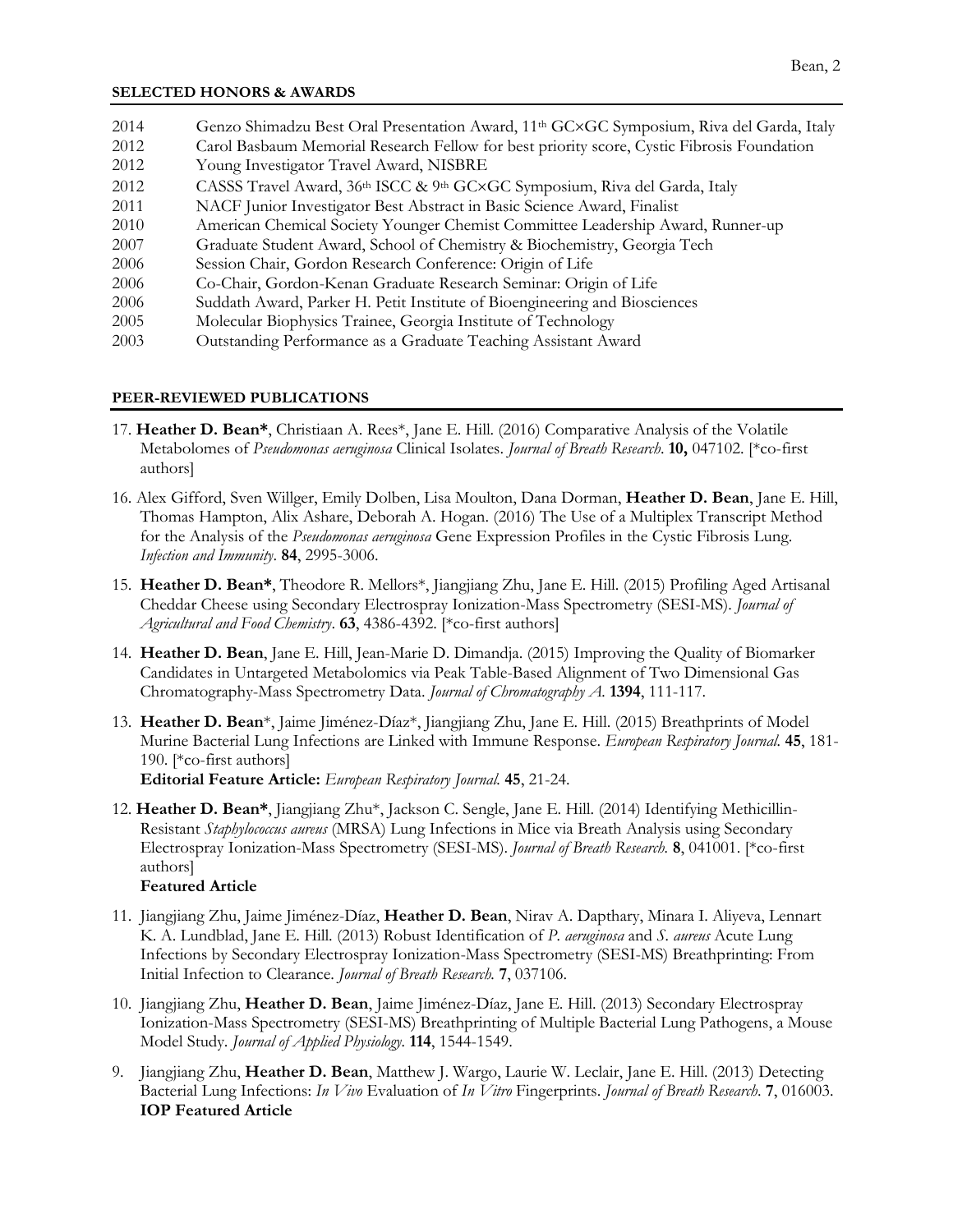## SELECTED HONORS & AWARDS

2014 Genzo Shimadzu Best Oral Presentation Award, 11th GC×GC Symposium, Riva del Garda, Italy
2012 Carol Basbaum Memorial Research Fellow for best priority score, Cystic Fibrosis Foundation
2012 Young Investigator Travel Award, NISBRE
2012 CASSS Travel Award, 36th ISCC & 9th GC×GC Symposium, Riva del Garda, Italy
2011 NACF Junior Investigator Best Abstract in Basic Science Award, Finalist
2010 American Chemical Society Younger Chemist Committee Leadership Award, Runner-up
2007 Graduate Student Award, School of Chemistry & Biochemistry, Georgia Tech
2006 Session Chair, Gordon Research Conference: Origin of Life
2006 Co-Chair, Gordon-Kenan Graduate Research Seminar: Origin of Life
2006 Suddath Award, Parker H. Petit Institute of Bioengineering and Biosciences
2005 Molecular Biophysics Trainee, Georgia Institute of Technology
2003 Outstanding Performance as a Graduate Teaching Assistant Award

## PEER-REVIEWED PUBLICATIONS

17. **Heather D. Bean***, Christiaan A. Rees*, Jane E. Hill. (2016) Comparative Analysis of the Volatile Metabolomes of *Pseudomonas aeruginosa* Clinical Isolates. *Journal of Breath Research*. **10,** 047102. [*co-first authors]

16. Alex Gifford, Sven Willger, Emily Dolben, Lisa Moulton, Dana Dorman, **Heather D. Bean**, Jane E. Hill, Thomas Hampton, Alix Ashare, Deborah A. Hogan. (2016) The Use of a Multiplex Transcript Method for the Analysis of the *Pseudomonas aeruginosa* Gene Expression Profiles in the Cystic Fibrosis Lung. *Infection and Immunity*. **84**, 2995-3006.

15. **Heather D. Bean***, Theodore R. Mellors*, Jiangjiang Zhu, Jane E. Hill. (2015) Profiling Aged Artisanal Cheddar Cheese using Secondary Electrospray Ionization-Mass Spectrometry (SESI-MS). *Journal of Agricultural and Food Chemistry*. **63**, 4386-4392. [*co-first authors]

14. **Heather D. Bean**, Jane E. Hill, Jean-Marie D. Dimandja. (2015) Improving the Quality of Biomarker Candidates in Untargeted Metabolomics via Peak Table-Based Alignment of Two Dimensional Gas Chromatography-Mass Spectrometry Data. *Journal of Chromatography A*. **1394**, 111-117.

13. **Heather D. Bean***, Jaime Jiménez-Díaz*, Jiangjiang Zhu, Jane E. Hill. (2015) Breathprints of Model Murine Bacterial Lung Infections are Linked with Immune Response. *European Respiratory Journal*. **45**, 181-190. [*co-first authors]
    **Editorial Feature Article:** *European Respiratory Journal*. **45**, 21-24.

12. **Heather D. Bean***, Jiangjiang Zhu*, Jackson C. Sengle, Jane E. Hill. (2014) Identifying Methicillin-Resistant *Staphylococcus aureus* (MRSA) Lung Infections in Mice via Breath Analysis using Secondary Electrospray Ionization-Mass Spectrometry (SESI-MS). *Journal of Breath Research*. **8**, 041001. [*co-first authors]
    **Featured Article**

11. Jiangjiang Zhu, Jaime Jiménez-Díaz, **Heather D. Bean**, Nirav A. Dapthary, Minara I. Aliyeva, Lennart K. A. Lundblad, Jane E. Hill. (2013) Robust Identification of *P. aeruginosa* and *S. aureus* Acute Lung Infections by Secondary Electrospray Ionization-Mass Spectrometry (SESI-MS) Breathprinting: From Initial Infection to Clearance. *Journal of Breath Research*. **7**, 037106.

10. Jiangjiang Zhu, **Heather D. Bean**, Jaime Jiménez-Díaz, Jane E. Hill. (2013) Secondary Electrospray Ionization-Mass Spectrometry (SESI-MS) Breathprinting of Multiple Bacterial Lung Pathogens, a Mouse Model Study. *Journal of Applied Physiology*. **114**, 1544-1549.

9. Jiangjiang Zhu, **Heather D. Bean**, Matthew J. Wargo, Laurie W. Leclair, Jane E. Hill. (2013) Detecting Bacterial Lung Infections: *In Vivo* Evaluation of *In Vitro* Fingerprints. *Journal of Breath Research*. **7**, 016003.
    **IOP Featured Article**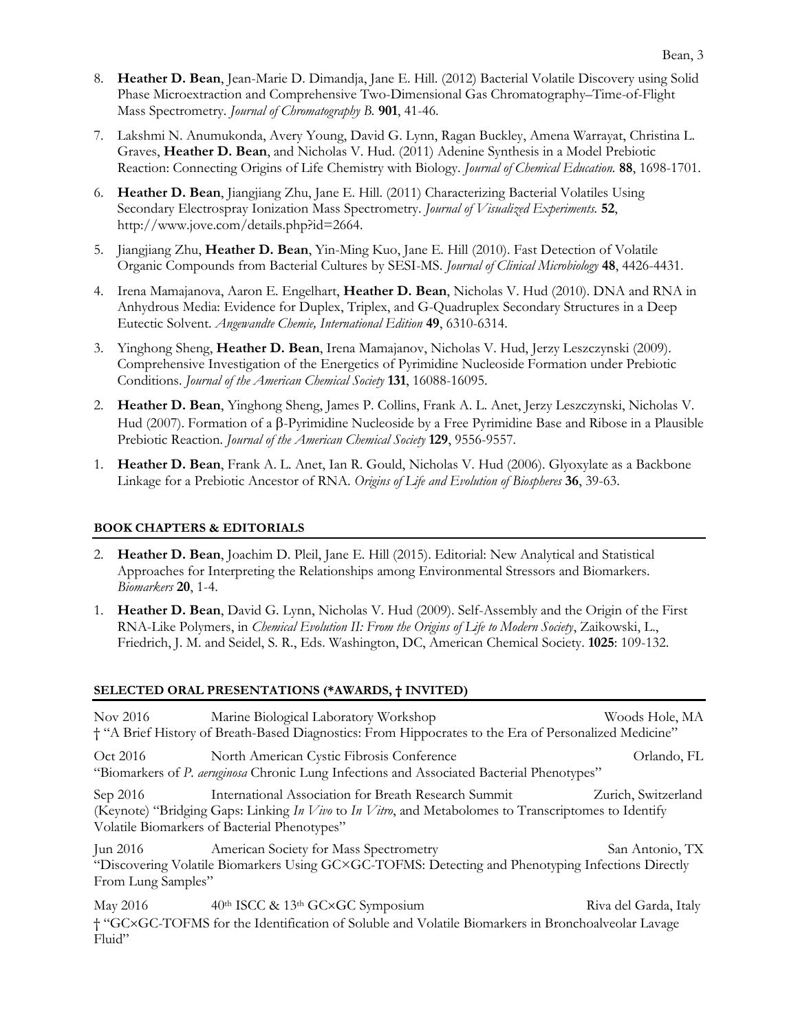8. **Heather D. Bean**, Jean-Marie D. Dimandja, Jane E. Hill. (2012) Bacterial Volatile Discovery using Solid Phase Microextraction and Comprehensive Two-Dimensional Gas Chromatography–Time-of-Flight Mass Spectrometry. *Journal of Chromatography B.* **901**, 41-46.

7. Lakshmi N. Anumukonda, Avery Young, David G. Lynn, Ragan Buckley, Amena Warrayat, Christina L. Graves, **Heather D. Bean**, and Nicholas V. Hud. (2011) Adenine Synthesis in a Model Prebiotic Reaction: Connecting Origins of Life Chemistry with Biology. *Journal of Chemical Education.* **88**, 1698-1701.

6. **Heather D. Bean**, Jiangjiang Zhu, Jane E. Hill. (2011) Characterizing Bacterial Volatiles Using Secondary Electrospray Ionization Mass Spectrometry. *Journal of Visualized Experiments.* **52**, http://www.jove.com/details.php?id=2664.

5. Jiangjiang Zhu, **Heather D. Bean**, Yin-Ming Kuo, Jane E. Hill (2010). Fast Detection of Volatile Organic Compounds from Bacterial Cultures by SESI-MS. *Journal of Clinical Microbiology* **48**, 4426-4431.

4. Irena Mamajanova, Aaron E. Engelhart, **Heather D. Bean**, Nicholas V. Hud (2010). DNA and RNA in Anhydrous Media: Evidence for Duplex, Triplex, and G-Quadruplex Secondary Structures in a Deep Eutectic Solvent. *Angewandte Chemie, International Edition* **49**, 6310-6314.

3. Yinghong Sheng, **Heather D. Bean**, Irena Mamajanov, Nicholas V. Hud, Jerzy Leszczynski (2009). Comprehensive Investigation of the Energetics of Pyrimidine Nucleoside Formation under Prebiotic Conditions. *Journal of the American Chemical Society* **131**, 16088-16095.

2. **Heather D. Bean**, Yinghong Sheng, James P. Collins, Frank A. L. Anet, Jerzy Leszczynski, Nicholas V. Hud (2007). Formation of a β-Pyrimidine Nucleoside by a Free Pyrimidine Base and Ribose in a Plausible Prebiotic Reaction. *Journal of the American Chemical Society* **129**, 9556-9557.

1. **Heather D. Bean**, Frank A. L. Anet, Ian R. Gould, Nicholas V. Hud (2006). Glyoxylate as a Backbone Linkage for a Prebiotic Ancestor of RNA. *Origins of Life and Evolution of Biospheres* **36**, 39-63.

## BOOK CHAPTERS & EDITORIALS

2. **Heather D. Bean**, Joachim D. Pleil, Jane E. Hill (2015). Editorial: New Analytical and Statistical Approaches for Interpreting the Relationships among Environmental Stressors and Biomarkers. *Biomarkers* **20**, 1-4.

1. **Heather D. Bean**, David G. Lynn, Nicholas V. Hud (2009). Self-Assembly and the Origin of the First RNA-Like Polymers, in *Chemical Evolution II: From the Origins of Life to Modern Society*, Zaikowski, L., Friedrich, J. M. and Seidel, S. R., Eds. Washington, DC, American Chemical Society. **1025**: 109-132.

## SELECTED ORAL PRESENTATIONS (*AWARDS, † INVITED)

Nov 2016 — Marine Biological Laboratory Workshop — Woods Hole, MA
† "A Brief History of Breath-Based Diagnostics: From Hippocrates to the Era of Personalized Medicine"

Oct 2016 — North American Cystic Fibrosis Conference — Orlando, FL
"Biomarkers of *P. aeruginosa* Chronic Lung Infections and Associated Bacterial Phenotypes"

Sep 2016 — International Association for Breath Research Summit — Zurich, Switzerland
(Keynote) "Bridging Gaps: Linking *In Vivo* to *In Vitro*, and Metabolomes to Transcriptomes to Identify Volatile Biomarkers of Bacterial Phenotypes"

Jun 2016 — American Society for Mass Spectrometry — San Antonio, TX
"Discovering Volatile Biomarkers Using GC×GC-TOFMS: Detecting and Phenotyping Infections Directly From Lung Samples"

May 2016 — 40th ISCC & 13th GC×GC Symposium — Riva del Garda, Italy
† "GC×GC-TOFMS for the Identification of Soluble and Volatile Biomarkers in Bronchoalveolar Lavage Fluid"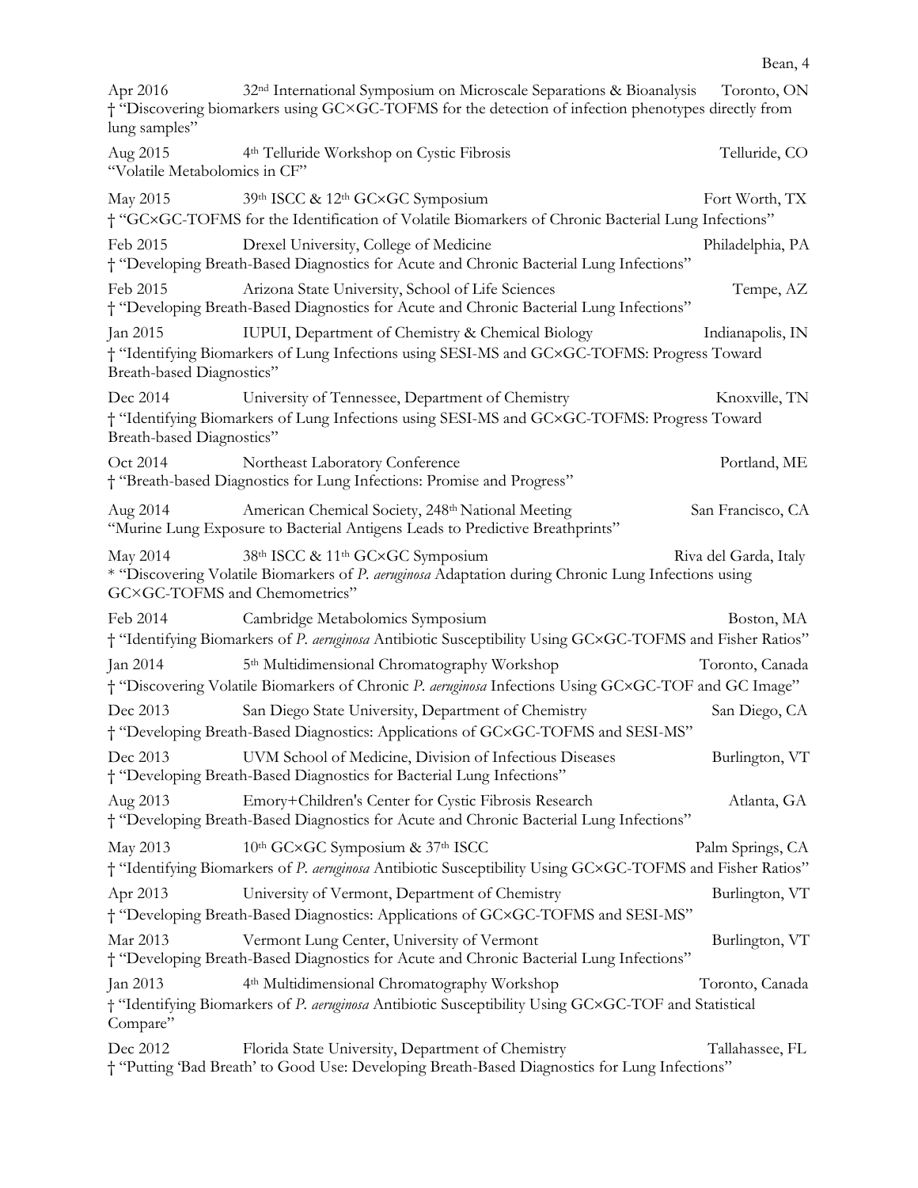Apr 2016 32nd International Symposium on Microscale Separations & Bioanalysis Toronto, ON
† "Discovering biomarkers using GC×GC-TOFMS for the detection of infection phenotypes directly from lung samples"

Aug 2015 4th Telluride Workshop on Cystic Fibrosis Telluride, CO
"Volatile Metabolomics in CF"

May 2015 39th ISCC & 12th GC×GC Symposium Fort Worth, TX
† "GC×GC-TOFMS for the Identification of Volatile Biomarkers of Chronic Bacterial Lung Infections"

Feb 2015 Drexel University, College of Medicine Philadelphia, PA
† "Developing Breath-Based Diagnostics for Acute and Chronic Bacterial Lung Infections"

Feb 2015 Arizona State University, School of Life Sciences Tempe, AZ
† "Developing Breath-Based Diagnostics for Acute and Chronic Bacterial Lung Infections"

Jan 2015 IUPUI, Department of Chemistry & Chemical Biology Indianapolis, IN
† "Identifying Biomarkers of Lung Infections using SESI-MS and GC×GC-TOFMS: Progress Toward Breath-based Diagnostics"

Dec 2014 University of Tennessee, Department of Chemistry Knoxville, TN
† "Identifying Biomarkers of Lung Infections using SESI-MS and GC×GC-TOFMS: Progress Toward Breath-based Diagnostics"

Oct 2014 Northeast Laboratory Conference Portland, ME
† "Breath-based Diagnostics for Lung Infections: Promise and Progress"

Aug 2014 American Chemical Society, 248th National Meeting San Francisco, CA
"Murine Lung Exposure to Bacterial Antigens Leads to Predictive Breathprints"

May 2014 38th ISCC & 11th GC×GC Symposium Riva del Garda, Italy
* "Discovering Volatile Biomarkers of *P. aeruginosa* Adaptation during Chronic Lung Infections using GC×GC-TOFMS and Chemometrics"

Feb 2014 Cambridge Metabolomics Symposium Boston, MA
† "Identifying Biomarkers of *P. aeruginosa* Antibiotic Susceptibility Using GC×GC-TOFMS and Fisher Ratios"

Jan 2014 5th Multidimensional Chromatography Workshop Toronto, Canada
† "Discovering Volatile Biomarkers of Chronic *P. aeruginosa* Infections Using GC×GC-TOF and GC Image"

Dec 2013 San Diego State University, Department of Chemistry San Diego, CA
† "Developing Breath-Based Diagnostics: Applications of GC×GC-TOFMS and SESI-MS"

Dec 2013 UVM School of Medicine, Division of Infectious Diseases Burlington, VT
† "Developing Breath-Based Diagnostics for Bacterial Lung Infections"

Aug 2013 Emory+Children's Center for Cystic Fibrosis Research Atlanta, GA
† "Developing Breath-Based Diagnostics for Acute and Chronic Bacterial Lung Infections"

May 2013 10th GC×GC Symposium & 37th ISCC Palm Springs, CA
† "Identifying Biomarkers of *P. aeruginosa* Antibiotic Susceptibility Using GC×GC-TOFMS and Fisher Ratios"

Apr 2013 University of Vermont, Department of Chemistry Burlington, VT
† "Developing Breath-Based Diagnostics: Applications of GC×GC-TOFMS and SESI-MS"

Mar 2013 Vermont Lung Center, University of Vermont Burlington, VT
† "Developing Breath-Based Diagnostics for Acute and Chronic Bacterial Lung Infections"

Jan 2013 4th Multidimensional Chromatography Workshop Toronto, Canada
† "Identifying Biomarkers of *P. aeruginosa* Antibiotic Susceptibility Using GC×GC-TOF and Statistical Compare"

Dec 2012 Florida State University, Department of Chemistry Tallahassee, FL
† "Putting 'Bad Breath' to Good Use: Developing Breath-Based Diagnostics for Lung Infections"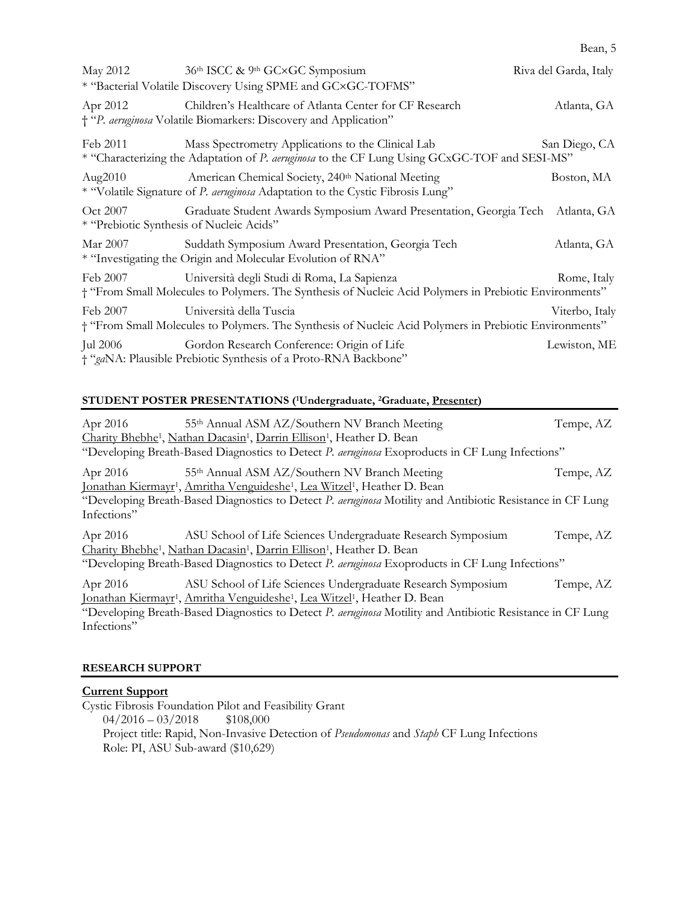May 2012 36th ISCC & 9th GC×GC Symposium Riva del Garda, Italy
* "Bacterial Volatile Discovery Using SPME and GC×GC-TOFMS"

Apr 2012 Children's Healthcare of Atlanta Center for CF Research Atlanta, GA
† "*P. aeruginosa* Volatile Biomarkers: Discovery and Application"

Feb 2011 Mass Spectrometry Applications to the Clinical Lab San Diego, CA
* "Characterizing the Adaptation of *P. aeruginosa* to the CF Lung Using GCxGC-TOF and SESI-MS"

Aug2010 American Chemical Society, 240th National Meeting Boston, MA
* "Volatile Signature of *P. aeruginosa* Adaptation to the Cystic Fibrosis Lung"

Oct 2007 Graduate Student Awards Symposium Award Presentation, Georgia Tech Atlanta, GA
* "Prebiotic Synthesis of Nucleic Acids"

Mar 2007 Suddath Symposium Award Presentation, Georgia Tech Atlanta, GA
* "Investigating the Origin and Molecular Evolution of RNA"

Feb 2007 Università degli Studi di Roma, La Sapienza Rome, Italy
† "From Small Molecules to Polymers. The Synthesis of Nucleic Acid Polymers in Prebiotic Environments"

Feb 2007 Università della Tuscia Viterbo, Italy
† "From Small Molecules to Polymers. The Synthesis of Nucleic Acid Polymers in Prebiotic Environments"

Jul 2006 Gordon Research Conference: Origin of Life Lewiston, ME
† "*ga*NA: Plausible Prebiotic Synthesis of a Proto-RNA Backbone"

## STUDENT POSTER PRESENTATIONS ([1]Undergraduate, [2]Graduate, Presenter)

Apr 2016 55th Annual ASM AZ/Southern NV Branch Meeting Tempe, AZ
Charity Bhebhe[1], Nathan Dacasin[1], Darrin Ellison[1], Heather D. Bean
"Developing Breath-Based Diagnostics to Detect *P. aeruginosa* Exoproducts in CF Lung Infections"

Apr 2016 55th Annual ASM AZ/Southern NV Branch Meeting Tempe, AZ
Jonathan Kiermayr[1], Amritha Venguideshe[1], Lea Witzel[1], Heather D. Bean
"Developing Breath-Based Diagnostics to Detect *P. aeruginosa* Motility and Antibiotic Resistance in CF Lung Infections"

Apr 2016 ASU School of Life Sciences Undergraduate Research Symposium Tempe, AZ
Charity Bhebhe[1], Nathan Dacasin[1], Darrin Ellison[1], Heather D. Bean
"Developing Breath-Based Diagnostics to Detect *P. aeruginosa* Exoproducts in CF Lung Infections"

Apr 2016 ASU School of Life Sciences Undergraduate Research Symposium Tempe, AZ
Jonathan Kiermayr[1], Amritha Venguideshe[1], Lea Witzel[1], Heather D. Bean
"Developing Breath-Based Diagnostics to Detect *P. aeruginosa* Motility and Antibiotic Resistance in CF Lung Infections"

## RESEARCH SUPPORT

### Current Support

Cystic Fibrosis Foundation Pilot and Feasibility Grant
04/2016 – 03/2018 $108,000
Project title: Rapid, Non-Invasive Detection of *Pseudomonas* and *Staph* CF Lung Infections
Role: PI, ASU Sub-award ($10,629)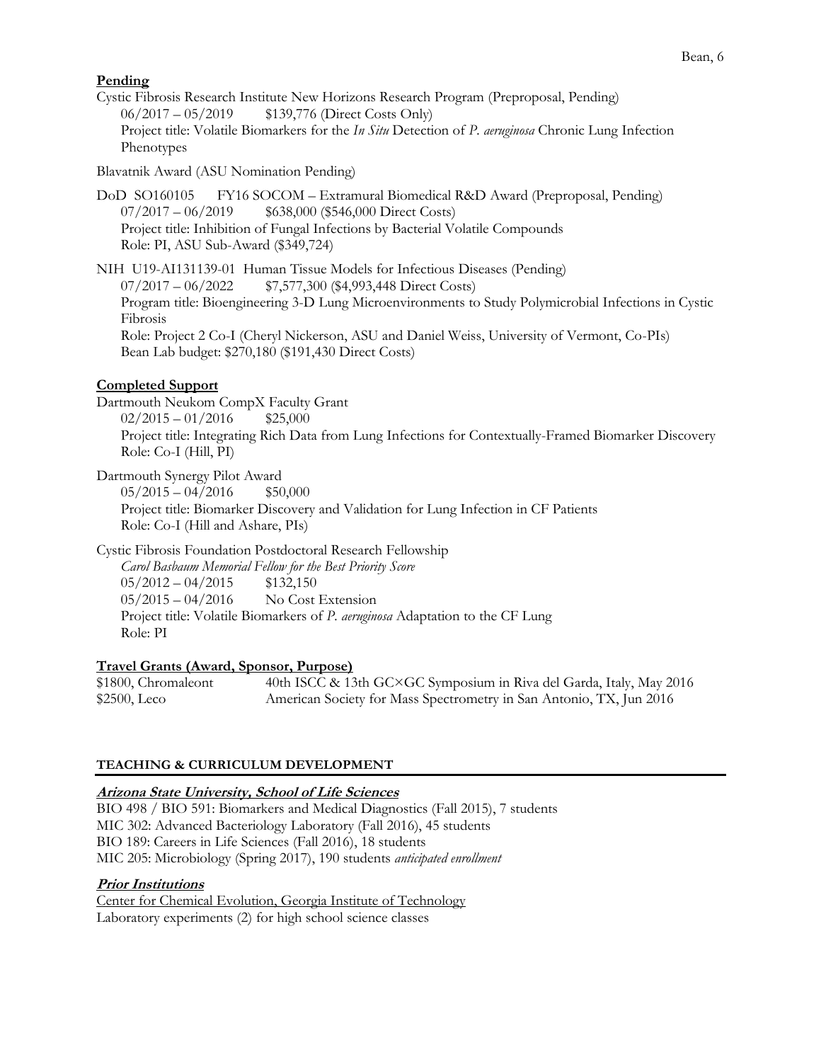**Pending**

Cystic Fibrosis Research Institute New Horizons Research Program (Preproposal, Pending)
06/2017 – 05/2019 $139,776 (Direct Costs Only)
Project title: Volatile Biomarkers for the *In Situ* Detection of *P. aeruginosa* Chronic Lung Infection Phenotypes

Blavatnik Award (ASU Nomination Pending)

DoD SO160105 FY16 SOCOM – Extramural Biomedical R&D Award (Preproposal, Pending)
07/2017 – 06/2019 $638,000 ($546,000 Direct Costs)
Project title: Inhibition of Fungal Infections by Bacterial Volatile Compounds
Role: PI, ASU Sub-Award ($349,724)

NIH U19-AI131139-01 Human Tissue Models for Infectious Diseases (Pending)
07/2017 – 06/2022 $7,577,300 ($4,993,448 Direct Costs)
Program title: Bioengineering 3-D Lung Microenvironments to Study Polymicrobial Infections in Cystic Fibrosis
Role: Project 2 Co-I (Cheryl Nickerson, ASU and Daniel Weiss, University of Vermont, Co-PIs)
Bean Lab budget: $270,180 ($191,430 Direct Costs)

**Completed Support**

Dartmouth Neukom CompX Faculty Grant
02/2015 – 01/2016 $25,000
Project title: Integrating Rich Data from Lung Infections for Contextually-Framed Biomarker Discovery
Role: Co-I (Hill, PI)

Dartmouth Synergy Pilot Award
05/2015 – 04/2016 $50,000
Project title: Biomarker Discovery and Validation for Lung Infection in CF Patients
Role: Co-I (Hill and Ashare, PIs)

Cystic Fibrosis Foundation Postdoctoral Research Fellowship
*Carol Basbaum Memorial Fellow for the Best Priority Score*
05/2012 – 04/2015 $132,150
05/2015 – 04/2016 No Cost Extension
Project title: Volatile Biomarkers of *P. aeruginosa* Adaptation to the CF Lung
Role: PI

**Travel Grants (Award, Sponsor, Purpose)**

$1800, Chromaleont 40th ISCC & 13th GC×GC Symposium in Riva del Garda, Italy, May 2016
$2500, Leco American Society for Mass Spectrometry in San Antonio, TX, Jun 2016

## TEACHING & CURRICULUM DEVELOPMENT

### *Arizona State University, School of Life Sciences*

BIO 498 / BIO 591: Biomarkers and Medical Diagnostics (Fall 2015), 7 students
MIC 302: Advanced Bacteriology Laboratory (Fall 2016), 45 students
BIO 189: Careers in Life Sciences (Fall 2016), 18 students
MIC 205: Microbiology (Spring 2017), 190 students *anticipated enrollment*

### *Prior Institutions*

Center for Chemical Evolution, Georgia Institute of Technology
Laboratory experiments (2) for high school science classes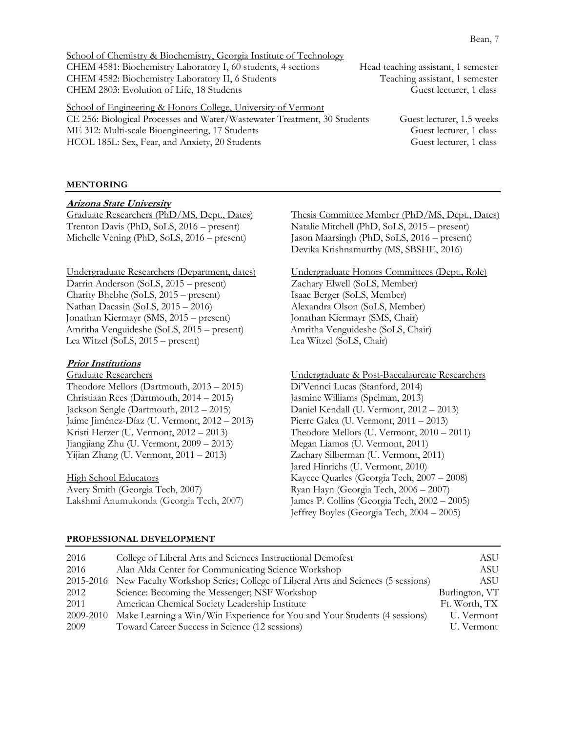School of Chemistry & Biochemistry, Georgia Institute of Technology

CHEM 4581: Biochemistry Laboratory I, 60 students, 4 sections — Head teaching assistant, 1 semester
CHEM 4582: Biochemistry Laboratory II, 6 Students — Teaching assistant, 1 semester
CHEM 2803: Evolution of Life, 18 Students — Guest lecturer, 1 class

School of Engineering & Honors College, University of Vermont

CE 256: Biological Processes and Water/Wastewater Treatment, 30 Students — Guest lecturer, 1.5 weeks
ME 312: Multi-scale Bioengineering, 17 Students — Guest lecturer, 1 class
HCOL 185L: Sex, Fear, and Anxiety, 20 Students — Guest lecturer, 1 class

## MENTORING

### *Arizona State University*

Graduate Researchers (PhD/MS, Dept., Dates)

Trenton Davis (PhD, SoLS, 2016 – present)
Michelle Vening (PhD, SoLS, 2016 – present)

Thesis Committee Member (PhD/MS, Dept., Dates)

Natalie Mitchell (PhD, SoLS, 2015 – present)
Jason Maarsingh (PhD, SoLS, 2016 – present)
Devika Krishnamurthy (MS, SBSHE, 2016)

Undergraduate Researchers (Department, dates)

Darrin Anderson (SoLS, 2015 – present)
Charity Bhebhe (SoLS, 2015 – present)
Nathan Dacasin (SoLS, 2015 – 2016)
Jonathan Kiermayr (SMS, 2015 – present)
Amritha Venguideshe (SoLS, 2015 – present)
Lea Witzel (SoLS, 2015 – present)

Undergraduate Honors Committees (Dept., Role)

Zachary Elwell (SoLS, Member)
Isaac Berger (SoLS, Member)
Alexandra Olson (SoLS, Member)
Jonathan Kiermayr (SMS, Chair)
Amritha Venguideshe (SoLS, Chair)
Lea Witzel (SoLS, Chair)

### *Prior Institutions*

Graduate Researchers

Theodore Mellors (Dartmouth, 2013 – 2015)
Christiaan Rees (Dartmouth, 2014 – 2015)
Jackson Sengle (Dartmouth, 2012 – 2015)
Jaime Jiménez-Díaz (U. Vermont, 2012 – 2013)
Kristi Herzer (U. Vermont, 2012 – 2013)
Jiangjiang Zhu (U. Vermont, 2009 – 2013)
Yijian Zhang (U. Vermont, 2011 – 2013)

High School Educators

Avery Smith (Georgia Tech, 2007)
Lakshmi Anumukonda (Georgia Tech, 2007)

Undergraduate & Post-Baccalaureate Researchers

Di'Vennci Lucas (Stanford, 2014)
Jasmine Williams (Spelman, 2013)
Daniel Kendall (U. Vermont, 2012 – 2013)
Pierre Galea (U. Vermont, 2011 – 2013)
Theodore Mellors (U. Vermont, 2010 – 2011)
Megan Liamos (U. Vermont, 2011)
Zachary Silberman (U. Vermont, 2011)
Jared Hinrichs (U. Vermont, 2010)
Kaycee Quarles (Georgia Tech, 2007 – 2008)
Ryan Hayn (Georgia Tech, 2006 – 2007)
James P. Collins (Georgia Tech, 2002 – 2005)
Jeffrey Boyles (Georgia Tech, 2004 – 2005)

## PROFESSIONAL DEVELOPMENT

| | | |
|---|---|---|
| 2016 | College of Liberal Arts and Sciences Instructional Demofest | ASU |
| 2016 | Alan Alda Center for Communicating Science Workshop | ASU |
| 2015-2016 | New Faculty Workshop Series; College of Liberal Arts and Sciences (5 sessions) | ASU |
| 2012 | Science: Becoming the Messenger; NSF Workshop | Burlington, VT |
| 2011 | American Chemical Society Leadership Institute | Ft. Worth, TX |
| 2009-2010 | Make Learning a Win/Win Experience for You and Your Students (4 sessions) | U. Vermont |
| 2009 | Toward Career Success in Science (12 sessions) | U. Vermont |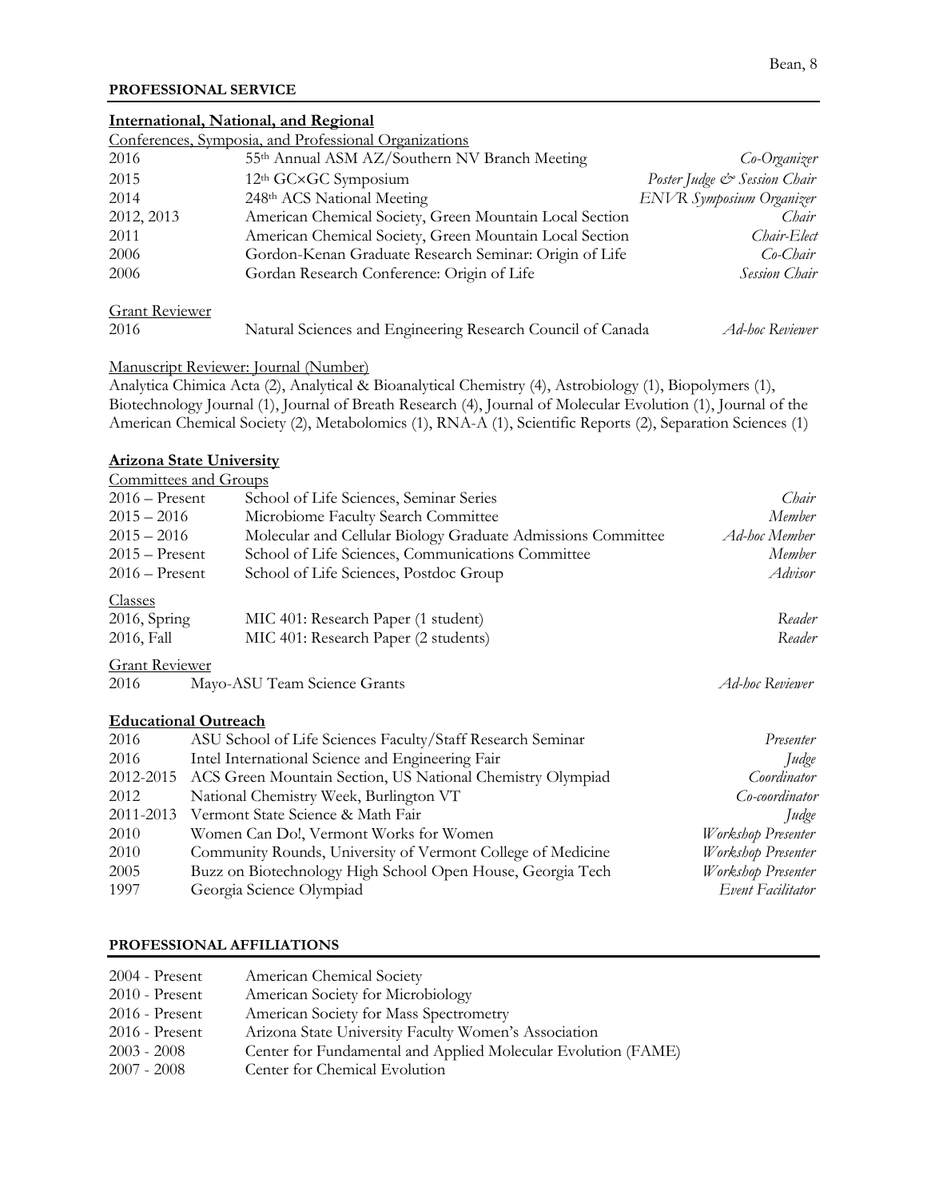## PROFESSIONAL SERVICE

### International, National, and Regional

Conferences, Symposia, and Professional Organizations

| | | |
|---|---|---|
| 2016 | 55th Annual ASM AZ/Southern NV Branch Meeting | *Co-Organizer* |
| 2015 | 12th GC×GC Symposium | *Poster Judge & Session Chair* |
| 2014 | 248th ACS National Meeting | *ENVR Symposium Organizer* |
| 2012, 2013 | American Chemical Society, Green Mountain Local Section | *Chair* |
| 2011 | American Chemical Society, Green Mountain Local Section | *Chair-Elect* |
| 2006 | Gordon-Kenan Graduate Research Seminar: Origin of Life | *Co-Chair* |
| 2006 | Gordan Research Conference: Origin of Life | *Session Chair* |

Grant Reviewer

| | | |
|---|---|---|
| 2016 | Natural Sciences and Engineering Research Council of Canada | *Ad-hoc Reviewer* |

Manuscript Reviewer: Journal (Number)

Analytica Chimica Acta (2), Analytical & Bioanalytical Chemistry (4), Astrobiology (1), Biopolymers (1), Biotechnology Journal (1), Journal of Breath Research (4), Journal of Molecular Evolution (1), Journal of the American Chemical Society (2), Metabolomics (1), RNA-A (1), Scientific Reports (2), Separation Sciences (1)

### Arizona State University

Committees and Groups

| | | |
|---|---|---|
| 2016 – Present | School of Life Sciences, Seminar Series | *Chair* |
| 2015 – 2016 | Microbiome Faculty Search Committee | *Member* |
| 2015 – 2016 | Molecular and Cellular Biology Graduate Admissions Committee | *Ad-hoc Member* |
| 2015 – Present | School of Life Sciences, Communications Committee | *Member* |
| 2016 – Present | School of Life Sciences, Postdoc Group | *Advisor* |

Classes

| | | |
|---|---|---|
| 2016, Spring | MIC 401: Research Paper (1 student) | *Reader* |
| 2016, Fall | MIC 401: Research Paper (2 students) | *Reader* |

Grant Reviewer

| | | |
|---|---|---|
| 2016 | Mayo-ASU Team Science Grants | *Ad-hoc Reviewer* |

### Educational Outreach

| | | |
|---|---|---|
| 2016 | ASU School of Life Sciences Faculty/Staff Research Seminar | *Presenter* |
| 2016 | Intel International Science and Engineering Fair | *Judge* |
| 2012-2015 | ACS Green Mountain Section, US National Chemistry Olympiad | *Coordinator* |
| 2012 | National Chemistry Week, Burlington VT | *Co-coordinator* |
| 2011-2013 | Vermont State Science & Math Fair | *Judge* |
| 2010 | Women Can Do!, Vermont Works for Women | *Workshop Presenter* |
| 2010 | Community Rounds, University of Vermont College of Medicine | *Workshop Presenter* |
| 2005 | Buzz on Biotechnology High School Open House, Georgia Tech | *Workshop Presenter* |
| 1997 | Georgia Science Olympiad | *Event Facilitator* |

## PROFESSIONAL AFFILIATIONS

| | |
|---|---|
| 2004 - Present | American Chemical Society |
| 2010 - Present | American Society for Microbiology |
| 2016 - Present | American Society for Mass Spectrometry |
| 2016 - Present | Arizona State University Faculty Women's Association |
| 2003 - 2008 | Center for Fundamental and Applied Molecular Evolution (FAME) |
| 2007 - 2008 | Center for Chemical Evolution |